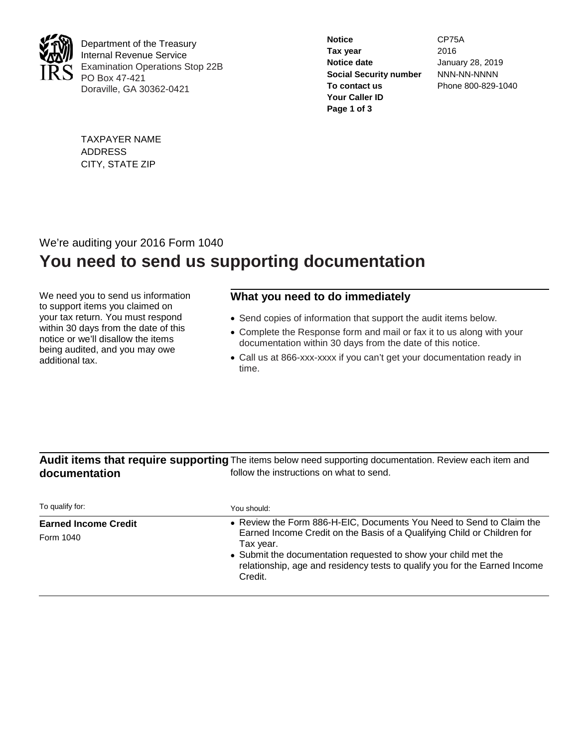Department of the Treasury
Internal Revenue Service
Examination Operations Stop 22B
PO Box 47-421
Doraville, GA 30362-0421

| | |
|---|---|
| **Notice** | CP75A |
| **Tax year** | 2016 |
| **Notice date** | January 28, 2019 |
| **Social Security number** | NNN-NN-NNNN |
| **To contact us** | Phone 800-829-1040 |
| **Your Caller ID** | |

TAXPAYER NAME
ADDRESS
CITY, STATE ZIP

We're auditing your 2016 Form 1040

# You need to send us supporting documentation

We need you to send us information to support items you claimed on your tax return. You must respond within 30 days from the date of this notice or we'll disallow the items being audited, and you may owe additional tax.

## What you need to do immediately

- Send copies of information that support the audit items below.
- Complete the Response form and mail or fax it to us along with your documentation within 30 days from the date of this notice.
- Call us at 866-xxx-xxxx if you can't get your documentation ready in time.

## Audit items that require supporting documentation

The items below need supporting documentation. Review each item and follow the instructions on what to send.

| To qualify for: | You should: |
|---|---|
| **Earned Income Credit**<br>Form 1040 | • Review the Form 886-H-EIC, Documents You Need to Send to Claim the Earned Income Credit on the Basis of a Qualifying Child or Children for Tax year.<br>• Submit the documentation requested to show your child met the relationship, age and residency tests to qualify you for the Earned Income Credit. |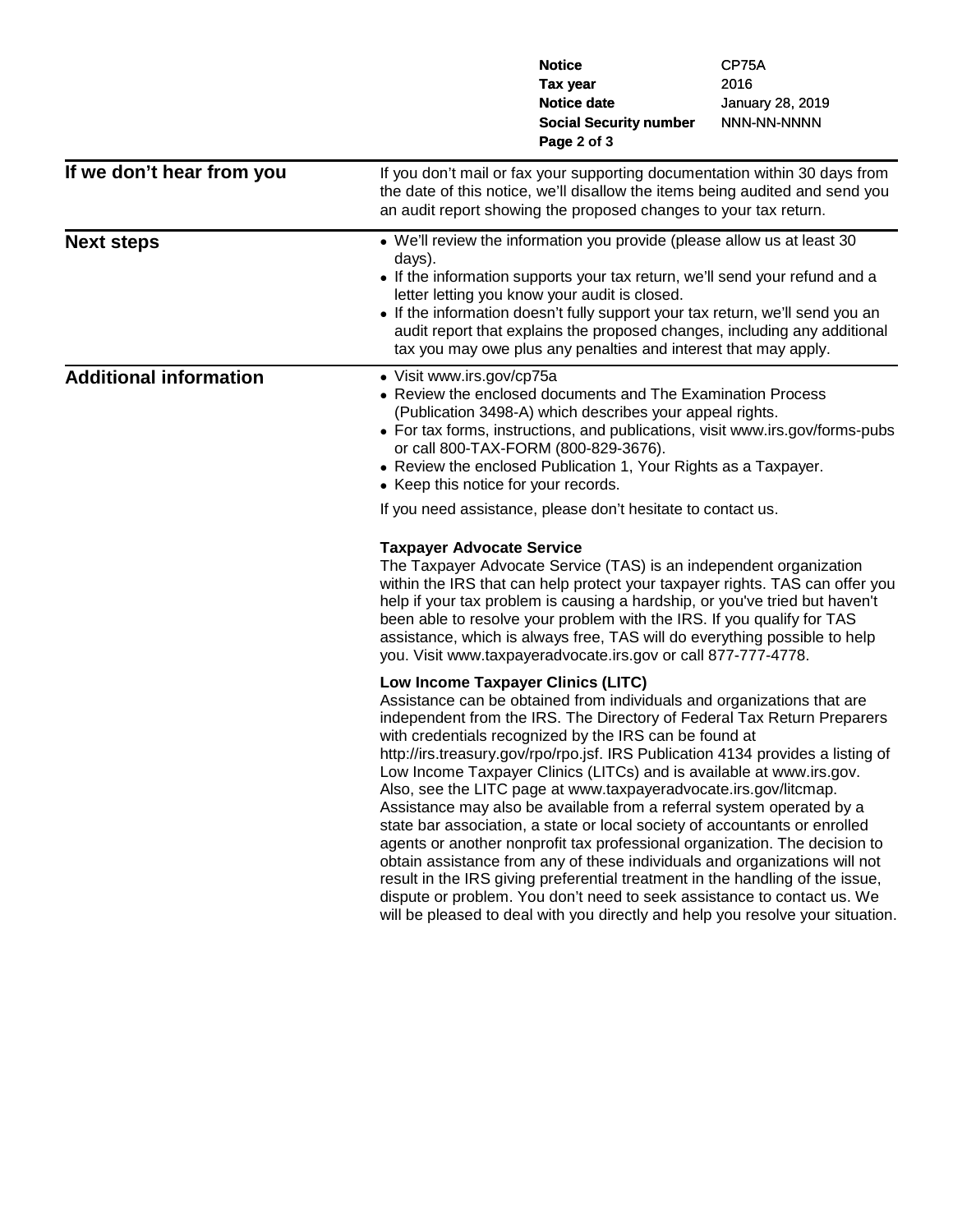| | |
|---|---|
| **Notice** | CP75A |
| **Tax year** | 2016 |
| **Notice date** | January 28, 2019 |
| **Social Security number** | NNN-NN-NNNN |

## If we don't hear from you

If you don't mail or fax your supporting documentation within 30 days from the date of this notice, we'll disallow the items being audited and send you an audit report showing the proposed changes to your tax return.

## Next steps

- We'll review the information you provide (please allow us at least 30 days).
- If the information supports your tax return, we'll send your refund and a letter letting you know your audit is closed.
- If the information doesn't fully support your tax return, we'll send you an audit report that explains the proposed changes, including any additional tax you may owe plus any penalties and interest that may apply.

## Additional information

- Visit www.irs.gov/cp75a
- Review the enclosed documents and The Examination Process (Publication 3498-A) which describes your appeal rights.
- For tax forms, instructions, and publications, visit www.irs.gov/forms-pubs or call 800-TAX-FORM (800-829-3676).
- Review the enclosed Publication 1, Your Rights as a Taxpayer.
- Keep this notice for your records.

If you need assistance, please don't hesitate to contact us.

**Taxpayer Advocate Service**

The Taxpayer Advocate Service (TAS) is an independent organization within the IRS that can help protect your taxpayer rights. TAS can offer you help if your tax problem is causing a hardship, or you've tried but haven't been able to resolve your problem with the IRS. If you qualify for TAS assistance, which is always free, TAS will do everything possible to help you. Visit www.taxpayeradvocate.irs.gov or call 877-777-4778.

**Low Income Taxpayer Clinics (LITC)**

Assistance can be obtained from individuals and organizations that are independent from the IRS. The Directory of Federal Tax Return Preparers with credentials recognized by the IRS can be found at http://irs.treasury.gov/rpo/rpo.jsf. IRS Publication 4134 provides a listing of Low Income Taxpayer Clinics (LITCs) and is available at www.irs.gov. Also, see the LITC page at www.taxpayeradvocate.irs.gov/litcmap. Assistance may also be available from a referral system operated by a state bar association, a state or local society of accountants or enrolled agents or another nonprofit tax professional organization. The decision to obtain assistance from any of these individuals and organizations will not result in the IRS giving preferential treatment in the handling of the issue, dispute or problem. You don't need to seek assistance to contact us. We will be pleased to deal with you directly and help you resolve your situation.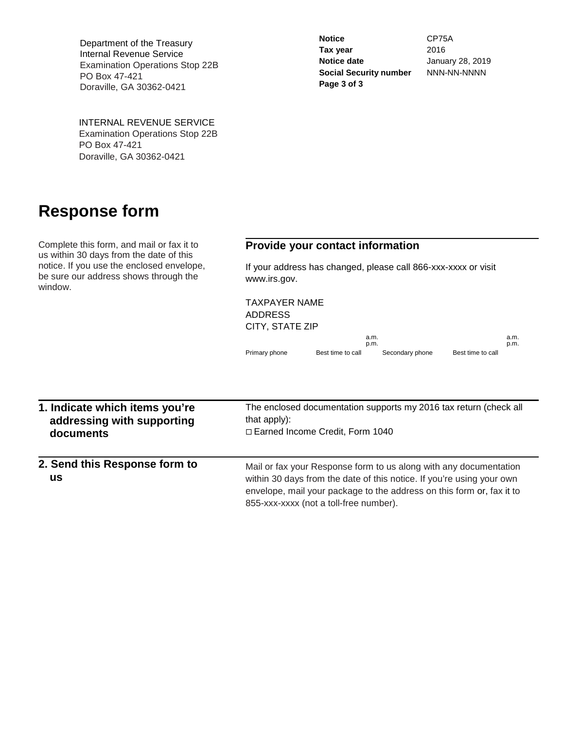Department of the Treasury
Internal Revenue Service
Examination Operations Stop 22B
PO Box 47-421
Doraville, GA 30362-0421

| | |
|---|---|
| **Notice** | CP75A |
| **Tax year** | 2016 |
| **Notice date** | January 28, 2019 |
| **Social Security number** | NNN-NN-NNNN |

INTERNAL REVENUE SERVICE
Examination Operations Stop 22B
PO Box 47-421
Doraville, GA 30362-0421

# Response form

Complete this form, and mail or fax it to us within 30 days from the date of this notice. If you use the enclosed envelope, be sure our address shows through the window.

## Provide your contact information

If your address has changed, please call 866-xxx-xxxx or visit www.irs.gov.

TAXPAYER NAME
ADDRESS
CITY, STATE ZIP

| Primary phone | Best time to call | a.m. p.m. | Secondary phone | Best time to call | a.m. p.m. |
|---|---|---|---|---|---|

## 1. Indicate which items you're addressing with supporting documents

The enclosed documentation supports my 2016 tax return (check all that apply):

□ Earned Income Credit, Form 1040

## 2. Send this Response form to us

Mail or fax your Response form to us along with any documentation within 30 days from the date of this notice. If you're using your own envelope, mail your package to the address on this form or, fax it to 855-xxx-xxxx (not a toll-free number).